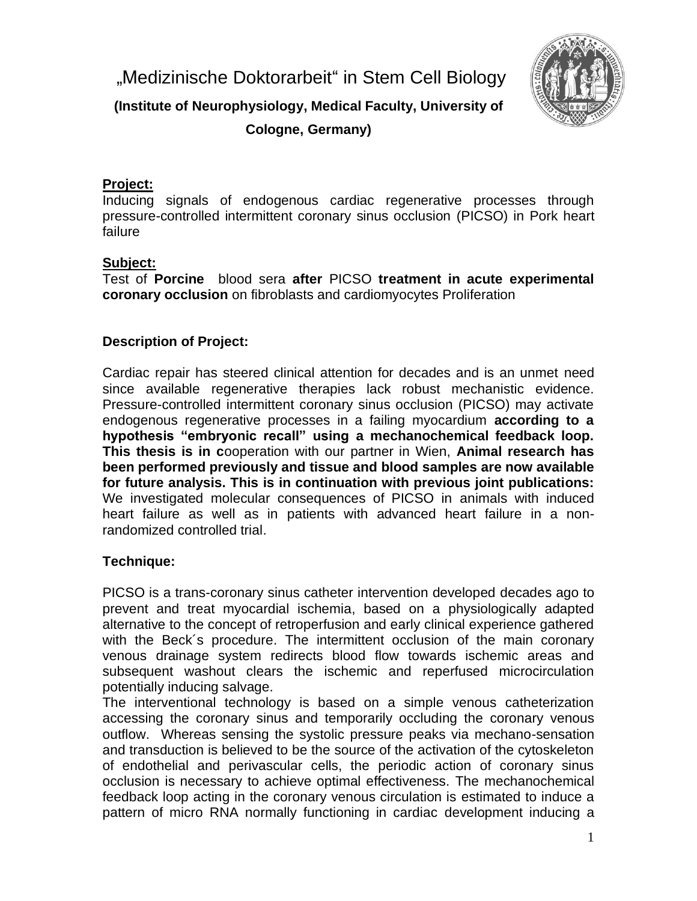# „Medizinische Doktorarbeit“ in Stem Cell Biology

**(Institute of Neurophysiology, Medical Faculty, University of Cologne, Germany)**

**Project:**
Inducing signals of endogenous cardiac regenerative processes through pressure-controlled intermittent coronary sinus occlusion (PICSO) in Pork heart failure

**Subject:**
Test of **Porcine** blood sera **after** PICSO **treatment in acute experimental coronary occlusion** on fibroblasts and cardiomyocytes Proliferation

**Description of Project:**

Cardiac repair has steered clinical attention for decades and is an unmet need since available regenerative therapies lack robust mechanistic evidence. Pressure-controlled intermittent coronary sinus occlusion (PICSO) may activate endogenous regenerative processes in a failing myocardium **according to a hypothesis "embryonic recall" using a mechanochemical feedback loop. This thesis is in c**ooperation with our partner in Wien, **Animal research has been performed previously and tissue and blood samples are now available for future analysis. This is in continuation with previous joint publications:** We investigated molecular consequences of PICSO in animals with induced heart failure as well as in patients with advanced heart failure in a non-randomized controlled trial.

**Technique:**

PICSO is a trans-coronary sinus catheter intervention developed decades ago to prevent and treat myocardial ischemia, based on a physiologically adapted alternative to the concept of retroperfusion and early clinical experience gathered with the Beck´s procedure. The intermittent occlusion of the main coronary venous drainage system redirects blood flow towards ischemic areas and subsequent washout clears the ischemic and reperfused microcirculation potentially inducing salvage.
The interventional technology is based on a simple venous catheterization accessing the coronary sinus and temporarily occluding the coronary venous outflow. Whereas sensing the systolic pressure peaks via mechano-sensation and transduction is believed to be the source of the activation of the cytoskeleton of endothelial and perivascular cells, the periodic action of coronary sinus occlusion is necessary to achieve optimal effectiveness. The mechanochemical feedback loop acting in the coronary venous circulation is estimated to induce a pattern of micro RNA normally functioning in cardiac development inducing a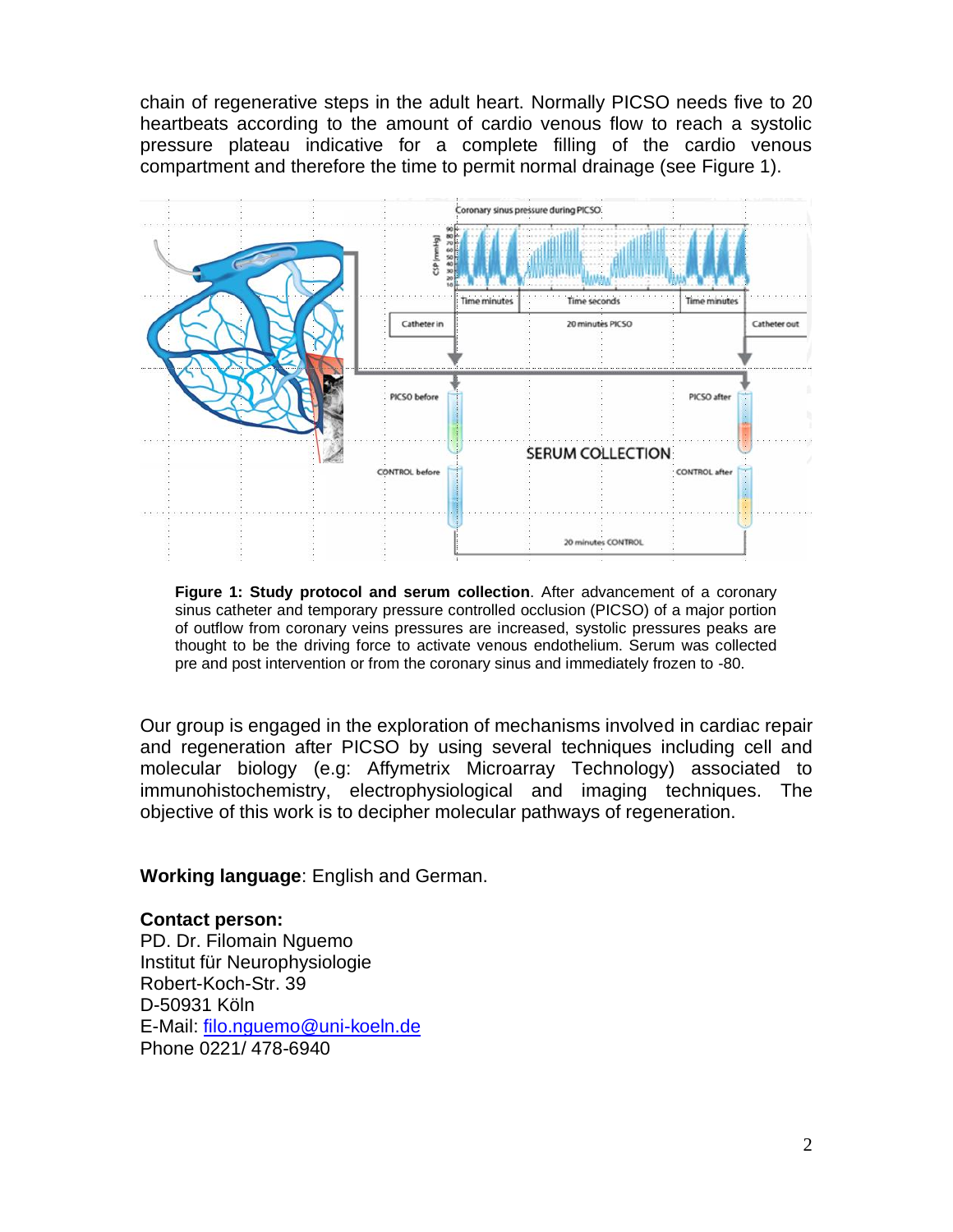chain of regenerative steps in the adult heart. Normally PICSO needs five to 20 heartbeats according to the amount of cardio venous flow to reach a systolic pressure plateau indicative for a complete filling of the cardio venous compartment and therefore the time to permit normal drainage (see Figure 1).

Coronary sinus pressure during PICSO

CSP [mmHg]

90
80
70
60
50
40
30
20
10

Time minutes

Time seconds

Time minutes

Catheter in

20 minutes PICSO

Catheter out

PICSO before

PICSO after

SERUM COLLECTION

CONTROL before

CONTROL after

20 minutes CONTROL

**Figure 1: Study protocol and serum collection**. After advancement of a coronary sinus catheter and temporary pressure controlled occlusion (PICSO) of a major portion of outflow from coronary veins pressures are increased, systolic pressures peaks are thought to be the driving force to activate venous endothelium. Serum was collected pre and post intervention or from the coronary sinus and immediately frozen to -80.

Our group is engaged in the exploration of mechanisms involved in cardiac repair and regeneration after PICSO by using several techniques including cell and molecular biology (e.g: Affymetrix Microarray Technology) associated to immunohistochemistry, electrophysiological and imaging techniques. The objective of this work is to decipher molecular pathways of regeneration.

**Working language**: English and German.

**Contact person:**
PD. Dr. Filomain Nguemo
Institut für Neurophysiologie
Robert-Koch-Str. 39
D-50931 Köln
E-Mail: filo.nguemo@uni-koeln.de
Phone 0221/ 478-6940